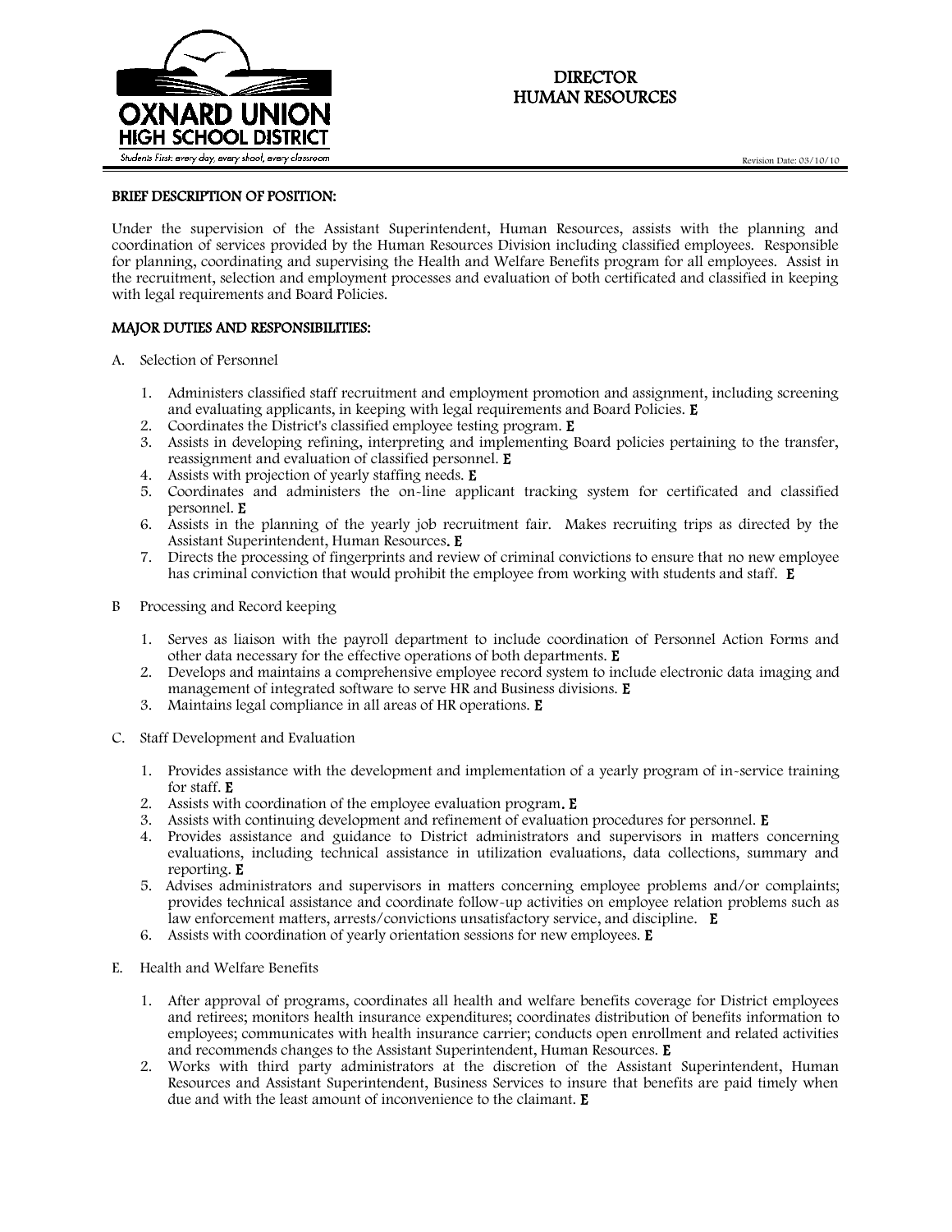# DIRECTOR
# HUMAN RESOURCES

Revision Date: 03/10/10

**BRIEF DESCRIPTION OF POSITION:**

Under the supervision of the Assistant Superintendent, Human Resources, assists with the planning and coordination of services provided by the Human Resources Division including classified employees. Responsible for planning, coordinating and supervising the Health and Welfare Benefits program for all employees. Assist in the recruitment, selection and employment processes and evaluation of both certificated and classified in keeping with legal requirements and Board Policies.

**MAJOR DUTIES AND RESPONSIBILITIES:**

A. Selection of Personnel

1. Administers classified staff recruitment and employment promotion and assignment, including screening and evaluating applicants, in keeping with legal requirements and Board Policies. **E**
2. Coordinates the District's classified employee testing program. **E**
3. Assists in developing refining, interpreting and implementing Board policies pertaining to the transfer, reassignment and evaluation of classified personnel. **E**
4. Assists with projection of yearly staffing needs. **E**
5. Coordinates and administers the on-line applicant tracking system for certificated and classified personnel. **E**
6. Assists in the planning of the yearly job recruitment fair. Makes recruiting trips as directed by the Assistant Superintendent, Human Resources. **E**
7. Directs the processing of fingerprints and review of criminal convictions to ensure that no new employee has criminal conviction that would prohibit the employee from working with students and staff. **E**

B Processing and Record keeping

1. Serves as liaison with the payroll department to include coordination of Personnel Action Forms and other data necessary for the effective operations of both departments. **E**
2. Develops and maintains a comprehensive employee record system to include electronic data imaging and management of integrated software to serve HR and Business divisions. **E**
3. Maintains legal compliance in all areas of HR operations. **E**

C. Staff Development and Evaluation

1. Provides assistance with the development and implementation of a yearly program of in-service training for staff. **E**
2. Assists with coordination of the employee evaluation program. **E**
3. Assists with continuing development and refinement of evaluation procedures for personnel. **E**
4. Provides assistance and guidance to District administrators and supervisors in matters concerning evaluations, including technical assistance in utilization evaluations, data collections, summary and reporting. **E**
5. Advises administrators and supervisors in matters concerning employee problems and/or complaints; provides technical assistance and coordinate follow-up activities on employee relation problems such as law enforcement matters, arrests/convictions unsatisfactory service, and discipline. **E**
6. Assists with coordination of yearly orientation sessions for new employees. **E**

E. Health and Welfare Benefits

1. After approval of programs, coordinates all health and welfare benefits coverage for District employees and retirees; monitors health insurance expenditures; coordinates distribution of benefits information to employees; communicates with health insurance carrier; conducts open enrollment and related activities and recommends changes to the Assistant Superintendent, Human Resources. **E**
2. Works with third party administrators at the discretion of the Assistant Superintendent, Human Resources and Assistant Superintendent, Business Services to insure that benefits are paid timely when due and with the least amount of inconvenience to the claimant. **E**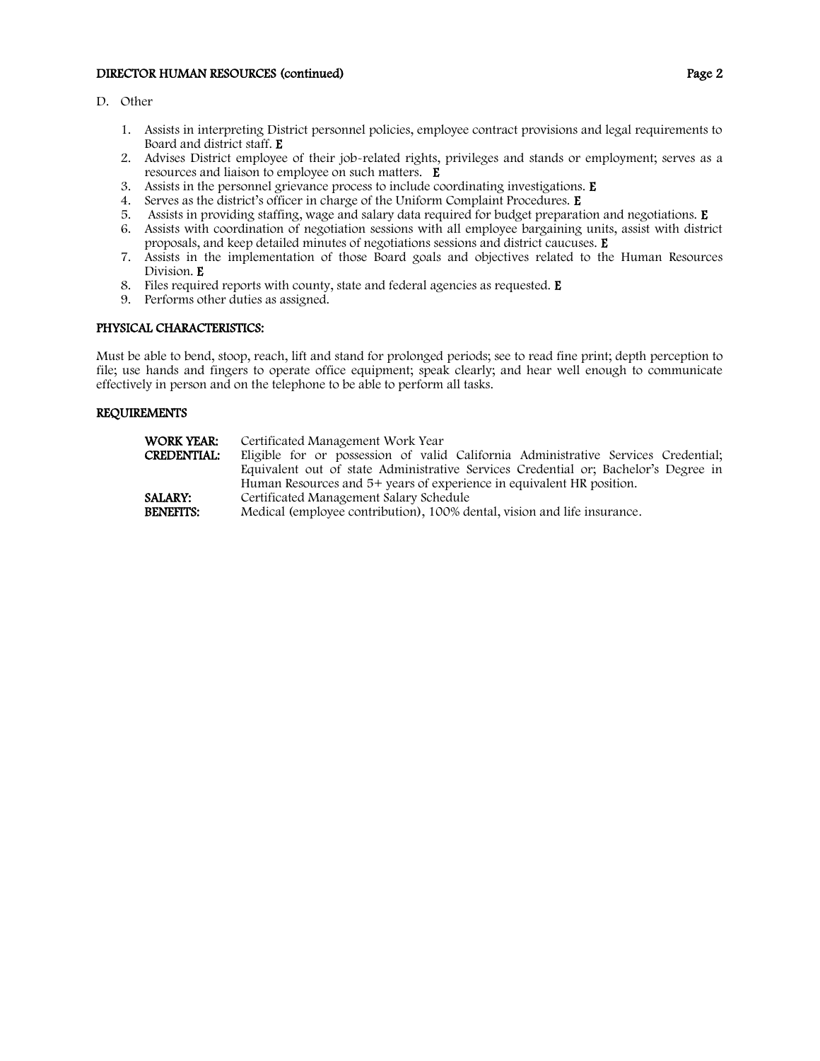D. Other

1. Assists in interpreting District personnel policies, employee contract provisions and legal requirements to Board and district staff. **E**
2. Advises District employee of their job-related rights, privileges and stands or employment; serves as a resources and liaison to employee on such matters. **E**
3. Assists in the personnel grievance process to include coordinating investigations. **E**
4. Serves as the district's officer in charge of the Uniform Complaint Procedures. **E**
5. Assists in providing staffing, wage and salary data required for budget preparation and negotiations. **E**
6. Assists with coordination of negotiation sessions with all employee bargaining units, assist with district proposals, and keep detailed minutes of negotiations sessions and district caucuses. **E**
7. Assists in the implementation of those Board goals and objectives related to the Human Resources Division. **E**
8. Files required reports with county, state and federal agencies as requested. **E**
9. Performs other duties as assigned.

**PHYSICAL CHARACTERISTICS:**

Must be able to bend, stoop, reach, lift and stand for prolonged periods; see to read fine print; depth perception to file; use hands and fingers to operate office equipment; speak clearly; and hear well enough to communicate effectively in person and on the telephone to be able to perform all tasks.

**REQUIREMENTS**

| | |
|---|---|
| **WORK YEAR:** | Certificated Management Work Year |
| **CREDENTIAL:** | Eligible for or possession of valid California Administrative Services Credential; Equivalent out of state Administrative Services Credential or; Bachelor's Degree in Human Resources and 5+ years of experience in equivalent HR position. |
| **SALARY:** | Certificated Management Salary Schedule |
| **BENEFITS:** | Medical (employee contribution), 100% dental, vision and life insurance. |